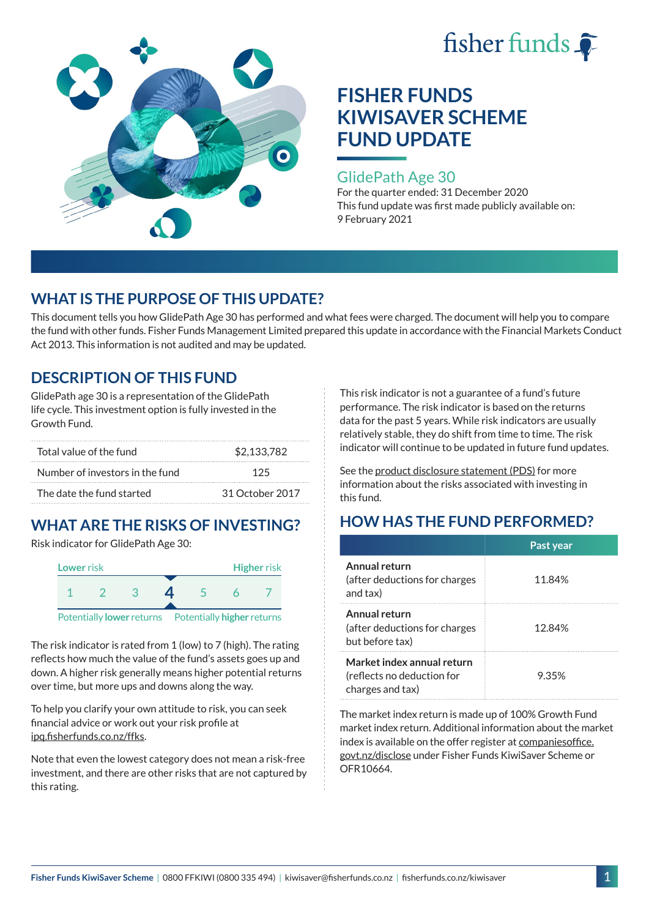fisher funds

# FISHER FUNDS KIWISAVER SCHEME FUND UPDATE

## GlidePath Age 30

For the quarter ended: 31 December 2020
This fund update was first made publicly available on: 9 February 2021

## WHAT IS THE PURPOSE OF THIS UPDATE?

This document tells you how GlidePath Age 30 has performed and what fees were charged. The document will help you to compare the fund with other funds. Fisher Funds Management Limited prepared this update in accordance with the Financial Markets Conduct Act 2013. This information is not audited and may be updated.

## DESCRIPTION OF THIS FUND

GlidePath age 30 is a representation of the GlidePath life cycle. This investment option is fully invested in the Growth Fund.

| | |
|---|---|
| Total value of the fund | $2,133,782 |
| Number of investors in the fund | 125 |
| The date the fund started | 31 October 2017 |

## WHAT ARE THE RISKS OF INVESTING?

Risk indicator for GlidePath Age 30:

Lower risk — Higher risk

1 2 3 **4** 5 6 7

Potentially **lower** returns — Potentially **higher** returns

The risk indicator is rated from 1 (low) to 7 (high). The rating reflects how much the value of the fund's assets goes up and down. A higher risk generally means higher potential returns over time, but more ups and downs along the way.

To help you clarify your own attitude to risk, you can seek financial advice or work out your risk profile at ipq.fisherfunds.co.nz/ffks.

Note that even the lowest category does not mean a risk-free investment, and there are other risks that are not captured by this rating.

This risk indicator is not a guarantee of a fund's future performance. The risk indicator is based on the returns data for the past 5 years. While risk indicators are usually relatively stable, they do shift from time to time. The risk indicator will continue to be updated in future fund updates.

See the product disclosure statement (PDS) for more information about the risks associated with investing in this fund.

## HOW HAS THE FUND PERFORMED?

| | Past year |
|---|---|
| **Annual return** (after deductions for charges and tax) | 11.84% |
| **Annual return** (after deductions for charges but before tax) | 12.84% |
| **Market index annual return** (reflects no deduction for charges and tax) | 9.35% |

The market index return is made up of 100% Growth Fund market index return. Additional information about the market index is available on the offer register at companiesoffice.govt.nz/disclose under Fisher Funds KiwiSaver Scheme or OFR10664.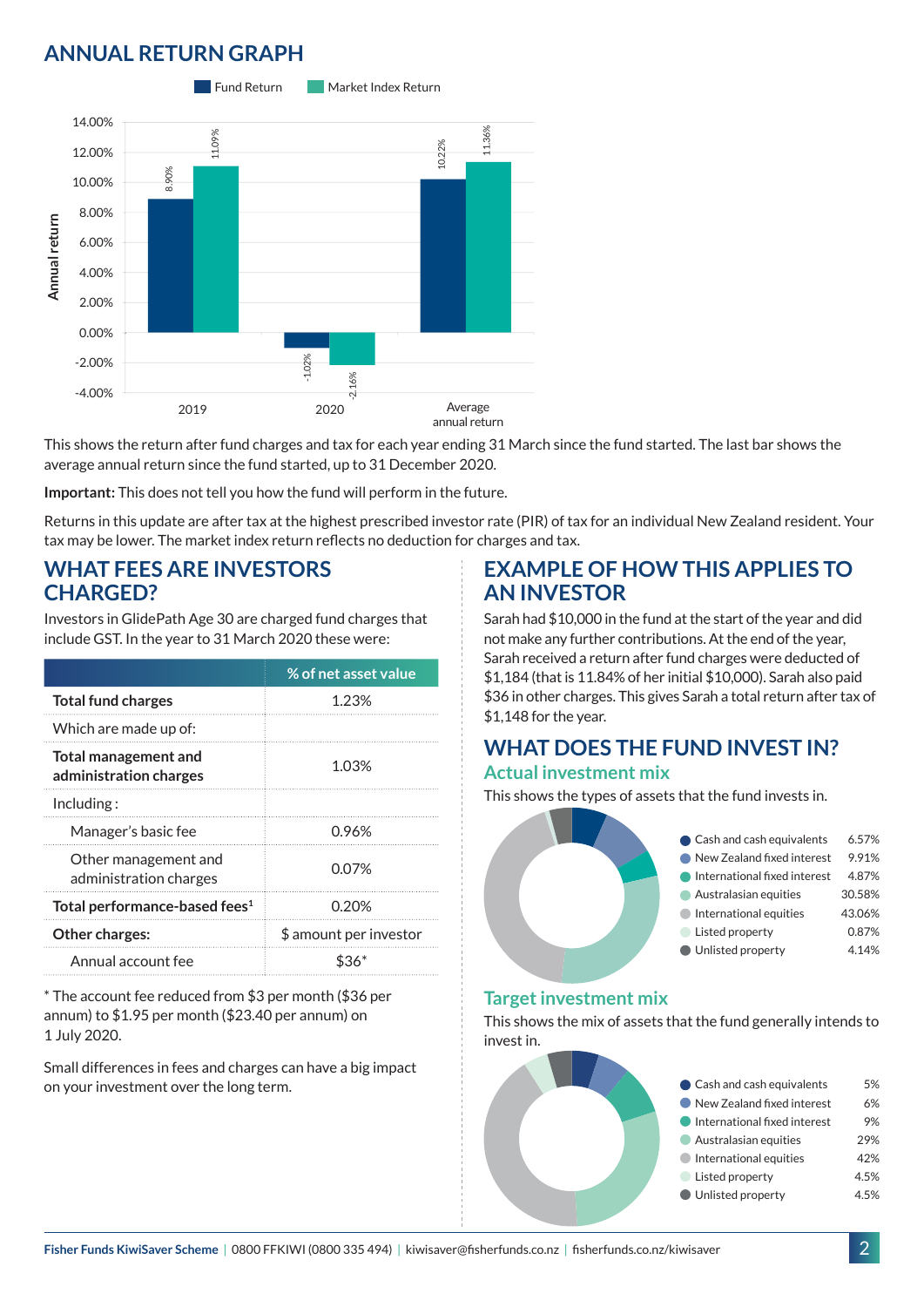## ANNUAL RETURN GRAPH

| | Fund Return | Market Index Return |
|---|---|---|
| 2019 | 8.90% | 11.09% |
| 2020 | -1.02% | -2.16% |
| Average annual return | 10.22% | 11.36% |

This shows the return after fund charges and tax for each year ending 31 March since the fund started. The last bar shows the average annual return since the fund started, up to 31 December 2020.

**Important:** This does not tell you how the fund will perform in the future.

Returns in this update are after tax at the highest prescribed investor rate (PIR) of tax for an individual New Zealand resident. Your tax may be lower. The market index return reflects no deduction for charges and tax.

## WHAT FEES ARE INVESTORS CHARGED?

Investors in GlidePath Age 30 are charged fund charges that include GST. In the year to 31 March 2020 these were:

| | % of net asset value |
|---|---|
| **Total fund charges** | 1.23% |
| Which are made up of: | |
| **Total management and administration charges** | 1.03% |
| Including : | |
| Manager's basic fee | 0.96% |
| Other management and administration charges | 0.07% |
| **Total performance-based fees**[1] | 0.20% |
| **Other charges:** | $ amount per investor |
| Annual account fee | $36* |

* The account fee reduced from $3 per month ($36 per annum) to $1.95 per month ($23.40 per annum) on 1 July 2020.

Small differences in fees and charges can have a big impact on your investment over the long term.

## EXAMPLE OF HOW THIS APPLIES TO AN INVESTOR

Sarah had $10,000 in the fund at the start of the year and did not make any further contributions. At the end of the year, Sarah received a return after fund charges were deducted of $1,184 (that is 11.84% of her initial $10,000). Sarah also paid $36 in other charges. This gives Sarah a total return after tax of $1,148 for the year.

## WHAT DOES THE FUND INVEST IN?

### Actual investment mix

This shows the types of assets that the fund invests in.

| Asset | % |
|---|---|
| Cash and cash equivalents | 6.57% |
| New Zealand fixed interest | 9.91% |
| International fixed interest | 4.87% |
| Australasian equities | 30.58% |
| International equities | 43.06% |
| Listed property | 0.87% |
| Unlisted property | 4.14% |

### Target investment mix

This shows the mix of assets that the fund generally intends to invest in.

| Asset | % |
|---|---|
| Cash and cash equivalents | 5% |
| New Zealand fixed interest | 6% |
| International fixed interest | 9% |
| Australasian equities | 29% |
| International equities | 42% |
| Listed property | 4.5% |
| Unlisted property | 4.5% |

**Fisher Funds KiwiSaver Scheme** | 0800 FFKIWI (0800 335 494) | kiwisaver@fisherfunds.co.nz | fisherfunds.co.nz/kiwisaver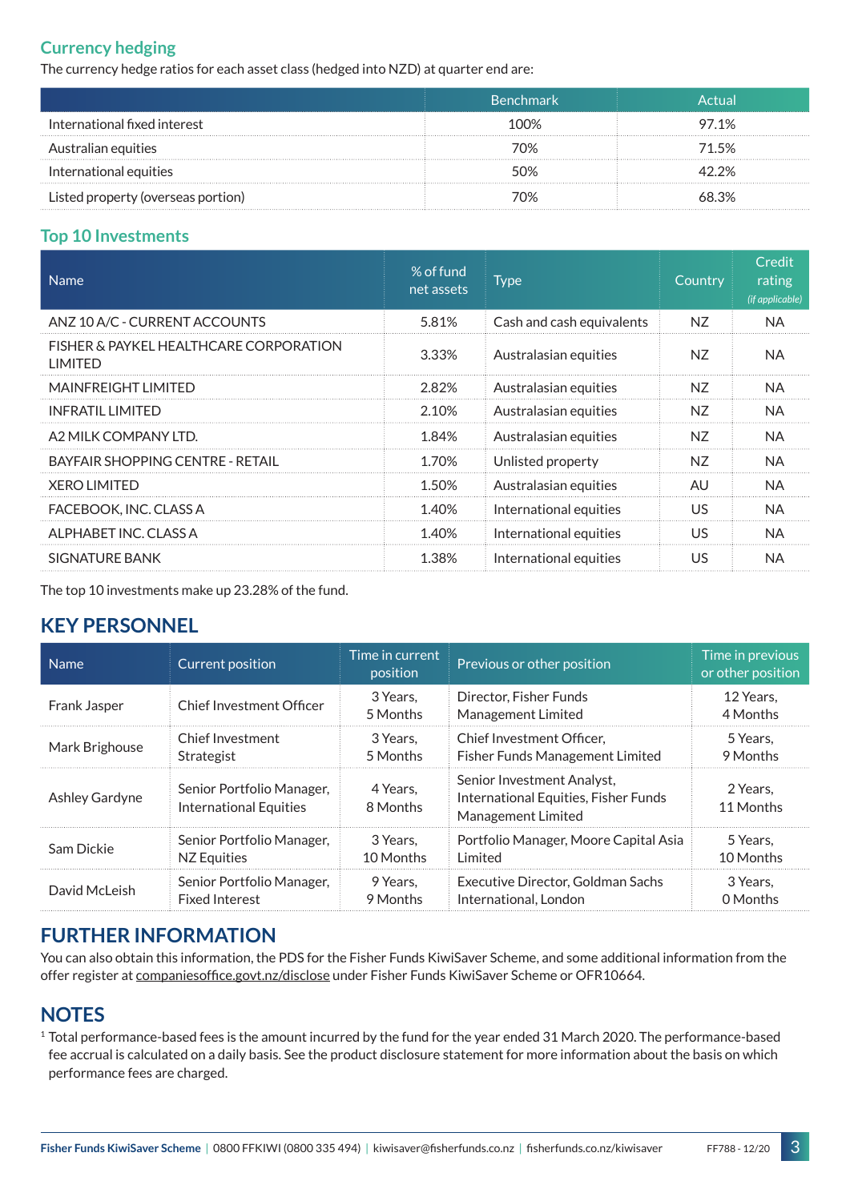## Currency hedging

The currency hedge ratios for each asset class (hedged into NZD) at quarter end are:

| | Benchmark | Actual |
|---|---|---|
| International fixed interest | 100% | 97.1% |
| Australian equities | 70% | 71.5% |
| International equities | 50% | 42.2% |
| Listed property (overseas portion) | 70% | 68.3% |

## Top 10 Investments

| Name | % of fund net assets | Type | Country | Credit rating *(if applicable)* |
|---|---|---|---|---|
| ANZ 10 A/C - CURRENT ACCOUNTS | 5.81% | Cash and cash equivalents | NZ | NA |
| FISHER & PAYKEL HEALTHCARE CORPORATION LIMITED | 3.33% | Australasian equities | NZ | NA |
| MAINFREIGHT LIMITED | 2.82% | Australasian equities | NZ | NA |
| INFRATIL LIMITED | 2.10% | Australasian equities | NZ | NA |
| A2 MILK COMPANY LTD. | 1.84% | Australasian equities | NZ | NA |
| BAYFAIR SHOPPING CENTRE - RETAIL | 1.70% | Unlisted property | NZ | NA |
| XERO LIMITED | 1.50% | Australasian equities | AU | NA |
| FACEBOOK, INC. CLASS A | 1.40% | International equities | US | NA |
| ALPHABET INC. CLASS A | 1.40% | International equities | US | NA |
| SIGNATURE BANK | 1.38% | International equities | US | NA |

The top 10 investments make up 23.28% of the fund.

## KEY PERSONNEL

| Name | Current position | Time in current position | Previous or other position | Time in previous or other position |
|---|---|---|---|---|
| Frank Jasper | Chief Investment Officer | 3 Years, 5 Months | Director, Fisher Funds Management Limited | 12 Years, 4 Months |
| Mark Brighouse | Chief Investment Strategist | 3 Years, 5 Months | Chief Investment Officer, Fisher Funds Management Limited | 5 Years, 9 Months |
| Ashley Gardyne | Senior Portfolio Manager, International Equities | 4 Years, 8 Months | Senior Investment Analyst, International Equities, Fisher Funds Management Limited | 2 Years, 11 Months |
| Sam Dickie | Senior Portfolio Manager, NZ Equities | 3 Years, 10 Months | Portfolio Manager, Moore Capital Asia Limited | 5 Years, 10 Months |
| David McLeish | Senior Portfolio Manager, Fixed Interest | 9 Years, 9 Months | Executive Director, Goldman Sachs International, London | 3 Years, 0 Months |

## FURTHER INFORMATION

You can also obtain this information, the PDS for the Fisher Funds KiwiSaver Scheme, and some additional information from the offer register at companiesoffice.govt.nz/disclose under Fisher Funds KiwiSaver Scheme or OFR10664.

## NOTES

[1] Total performance-based fees is the amount incurred by the fund for the year ended 31 March 2020. The performance-based fee accrual is calculated on a daily basis. See the product disclosure statement for more information about the basis on which performance fees are charged.

**Fisher Funds KiwiSaver Scheme** | 0800 FFKIWI (0800 335 494) | kiwisaver@fisherfunds.co.nz | fisherfunds.co.nz/kiwisaver FF788 - 12/20